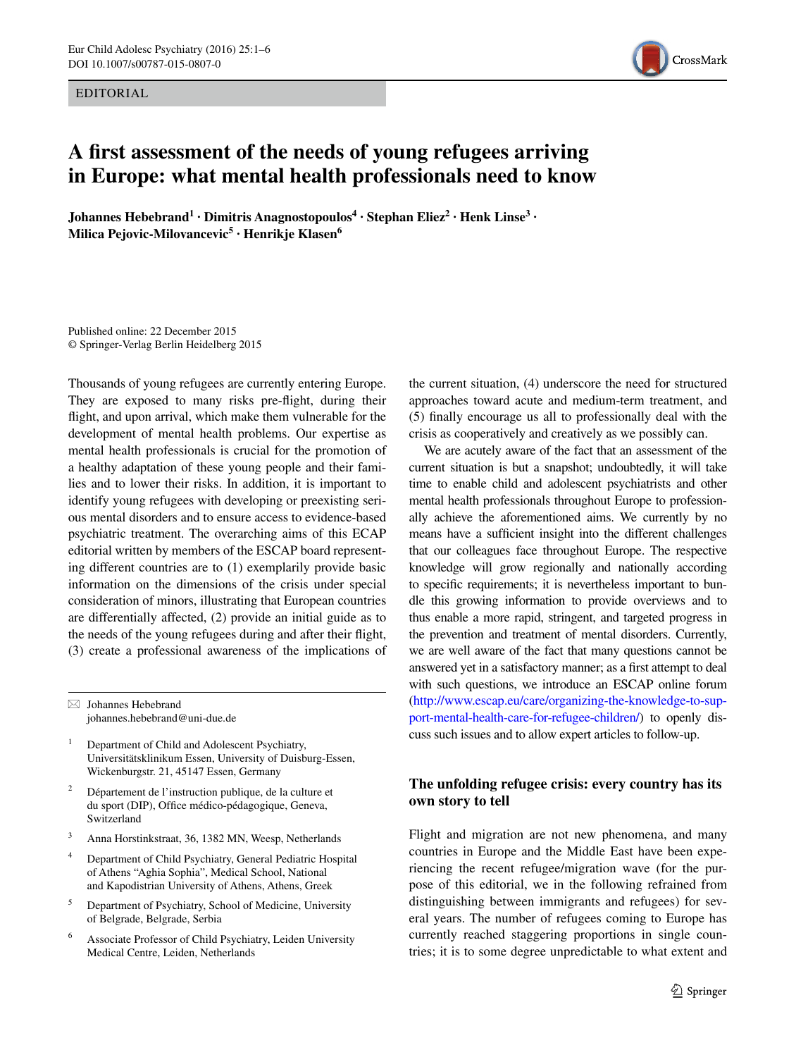EDITORIAL

# A first assessment of the needs of young refugees arriving in Europe: what mental health professionals need to know

**Johannes Hebebrand[1] · Dimitris Anagnostopoulos[4] · Stephan Eliez[2] · Henk Linse[3] · Milica Pejovic-Milovancevic[5] · Henrikje Klasen[6]**

Published online: 22 December 2015
© Springer-Verlag Berlin Heidelberg 2015

Thousands of young refugees are currently entering Europe. They are exposed to many risks pre-flight, during their flight, and upon arrival, which make them vulnerable for the development of mental health problems. Our expertise as mental health professionals is crucial for the promotion of a healthy adaptation of these young people and their families and to lower their risks. In addition, it is important to identify young refugees with developing or preexisting serious mental disorders and to ensure access to evidence-based psychiatric treatment. The overarching aims of this ECAP editorial written by members of the ESCAP board representing different countries are to (1) exemplarily provide basic information on the dimensions of the crisis under special consideration of minors, illustrating that European countries are differentially affected, (2) provide an initial guide as to the needs of the young refugees during and after their flight, (3) create a professional awareness of the implications of the current situation, (4) underscore the need for structured approaches toward acute and medium-term treatment, and (5) finally encourage us all to professionally deal with the crisis as cooperatively and creatively as we possibly can.

We are acutely aware of the fact that an assessment of the current situation is but a snapshot; undoubtedly, it will take time to enable child and adolescent psychiatrists and other mental health professionals throughout Europe to professionally achieve the aforementioned aims. We currently by no means have a sufficient insight into the different challenges that our colleagues face throughout Europe. The respective knowledge will grow regionally and nationally according to specific requirements; it is nevertheless important to bundle this growing information to provide overviews and to thus enable a more rapid, stringent, and targeted progress in the prevention and treatment of mental disorders. Currently, we are well aware of the fact that many questions cannot be answered yet in a satisfactory manner; as a first attempt to deal with such questions, we introduce an ESCAP online forum (http://www.escap.eu/care/organizing-the-knowledge-to-support-mental-health-care-for-refugee-children/) to openly discuss such issues and to allow expert articles to follow-up.

## The unfolding refugee crisis: every country has its own story to tell

Flight and migration are not new phenomena, and many countries in Europe and the Middle East have been experiencing the recent refugee/migration wave (for the purpose of this editorial, we in the following refrained from distinguishing between immigrants and refugees) for several years. The number of refugees coming to Europe has currently reached staggering proportions in single countries; it is to some degree unpredictable to what extent and

---

✉ Johannes Hebebrand
johannes.hebebrand@uni-due.de

[1] Department of Child and Adolescent Psychiatry, Universitätsklinikum Essen, University of Duisburg-Essen, Wickenburgstr. 21, 45147 Essen, Germany

[2] Département de l'instruction publique, de la culture et du sport (DIP), Office médico-pédagogique, Geneva, Switzerland

[3] Anna Horstinkstraat, 36, 1382 MN, Weesp, Netherlands

[4] Department of Child Psychiatry, General Pediatric Hospital of Athens "Aghia Sophia", Medical School, National and Kapodistrian University of Athens, Athens, Greek

[5] Department of Psychiatry, School of Medicine, University of Belgrade, Belgrade, Serbia

[6] Associate Professor of Child Psychiatry, Leiden University Medical Centre, Leiden, Netherlands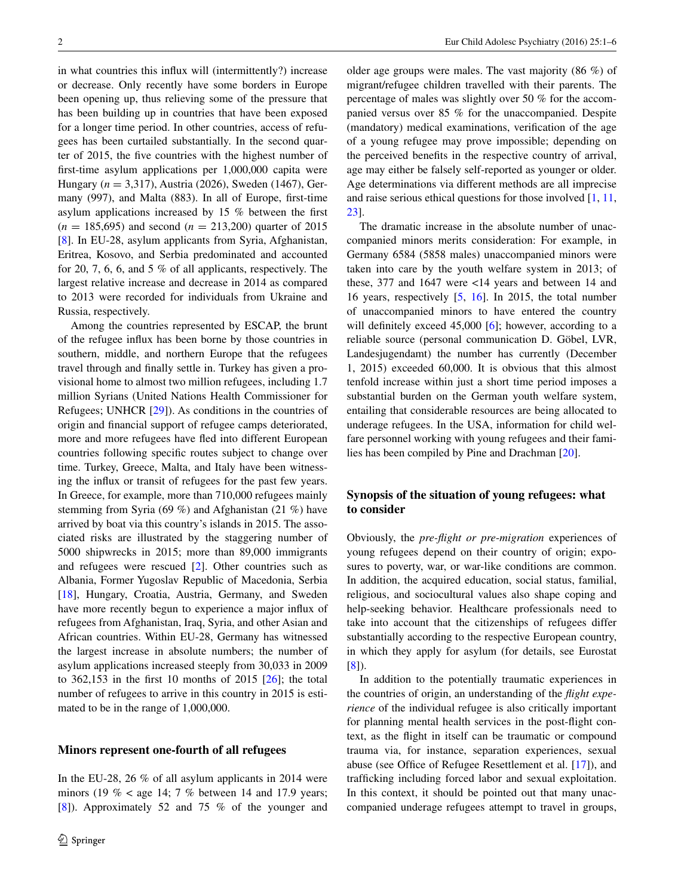in what countries this influx will (intermittently?) increase or decrease. Only recently have some borders in Europe been opening up, thus relieving some of the pressure that has been building up in countries that have been exposed for a longer time period. In other countries, access of refugees has been curtailed substantially. In the second quarter of 2015, the five countries with the highest number of first-time asylum applications per 1,000,000 capita were Hungary ($n = 3{,}317$), Austria (2026), Sweden (1467), Germany (997), and Malta (883). In all of Europe, first-time asylum applications increased by 15 % between the first ($n = 185{,}695$) and second ($n = 213{,}200$) quarter of 2015 [8]. In EU-28, asylum applicants from Syria, Afghanistan, Eritrea, Kosovo, and Serbia predominated and accounted for 20, 7, 6, 6, and 5 % of all applicants, respectively. The largest relative increase and decrease in 2014 as compared to 2013 were recorded for individuals from Ukraine and Russia, respectively.

Among the countries represented by ESCAP, the brunt of the refugee influx has been borne by those countries in southern, middle, and northern Europe that the refugees travel through and finally settle in. Turkey has given a provisional home to almost two million refugees, including 1.7 million Syrians (United Nations Health Commissioner for Refugees; UNHCR [29]). As conditions in the countries of origin and financial support of refugee camps deteriorated, more and more refugees have fled into different European countries following specific routes subject to change over time. Turkey, Greece, Malta, and Italy have been witnessing the influx or transit of refugees for the past few years. In Greece, for example, more than 710,000 refugees mainly stemming from Syria (69 %) and Afghanistan (21 %) have arrived by boat via this country's islands in 2015. The associated risks are illustrated by the staggering number of 5000 shipwrecks in 2015; more than 89,000 immigrants and refugees were rescued [2]. Other countries such as Albania, Former Yugoslav Republic of Macedonia, Serbia [18], Hungary, Croatia, Austria, Germany, and Sweden have more recently begun to experience a major influx of refugees from Afghanistan, Iraq, Syria, and other Asian and African countries. Within EU-28, Germany has witnessed the largest increase in absolute numbers; the number of asylum applications increased steeply from 30,033 in 2009 to 362,153 in the first 10 months of 2015 [26]; the total number of refugees to arrive in this country in 2015 is estimated to be in the range of 1,000,000.

## Minors represent one-fourth of all refugees

In the EU-28, 26 % of all asylum applicants in 2014 were minors (19 % < age 14; 7 % between 14 and 17.9 years; [8]). Approximately 52 and 75 % of the younger and older age groups were males. The vast majority (86 %) of migrant/refugee children travelled with their parents. The percentage of males was slightly over 50 % for the accompanied versus over 85 % for the unaccompanied. Despite (mandatory) medical examinations, verification of the age of a young refugee may prove impossible; depending on the perceived benefits in the respective country of arrival, age may either be falsely self-reported as younger or older. Age determinations via different methods are all imprecise and raise serious ethical questions for those involved [1, 11, 23].

The dramatic increase in the absolute number of unaccompanied minors merits consideration: For example, in Germany 6584 (5858 males) unaccompanied minors were taken into care by the youth welfare system in 2013; of these, 377 and 1647 were <14 years and between 14 and 16 years, respectively [5, 16]. In 2015, the total number of unaccompanied minors to have entered the country will definitely exceed 45,000 [6]; however, according to a reliable source (personal communication D. Göbel, LVR, Landesjugendamt) the number has currently (December 1, 2015) exceeded 60,000. It is obvious that this almost tenfold increase within just a short time period imposes a substantial burden on the German youth welfare system, entailing that considerable resources are being allocated to underage refugees. In the USA, information for child welfare personnel working with young refugees and their families has been compiled by Pine and Drachman [20].

## Synopsis of the situation of young refugees: what to consider

Obviously, the *pre-flight or pre-migration* experiences of young refugees depend on their country of origin; exposures to poverty, war, or war-like conditions are common. In addition, the acquired education, social status, familial, religious, and sociocultural values also shape coping and help-seeking behavior. Healthcare professionals need to take into account that the citizenships of refugees differ substantially according to the respective European country, in which they apply for asylum (for details, see Eurostat [8]).

In addition to the potentially traumatic experiences in the countries of origin, an understanding of the *flight experience* of the individual refugee is also critically important for planning mental health services in the post-flight context, as the flight in itself can be traumatic or compound trauma via, for instance, separation experiences, sexual abuse (see Office of Refugee Resettlement et al. [17]), and trafficking including forced labor and sexual exploitation. In this context, it should be pointed out that many unaccompanied underage refugees attempt to travel in groups,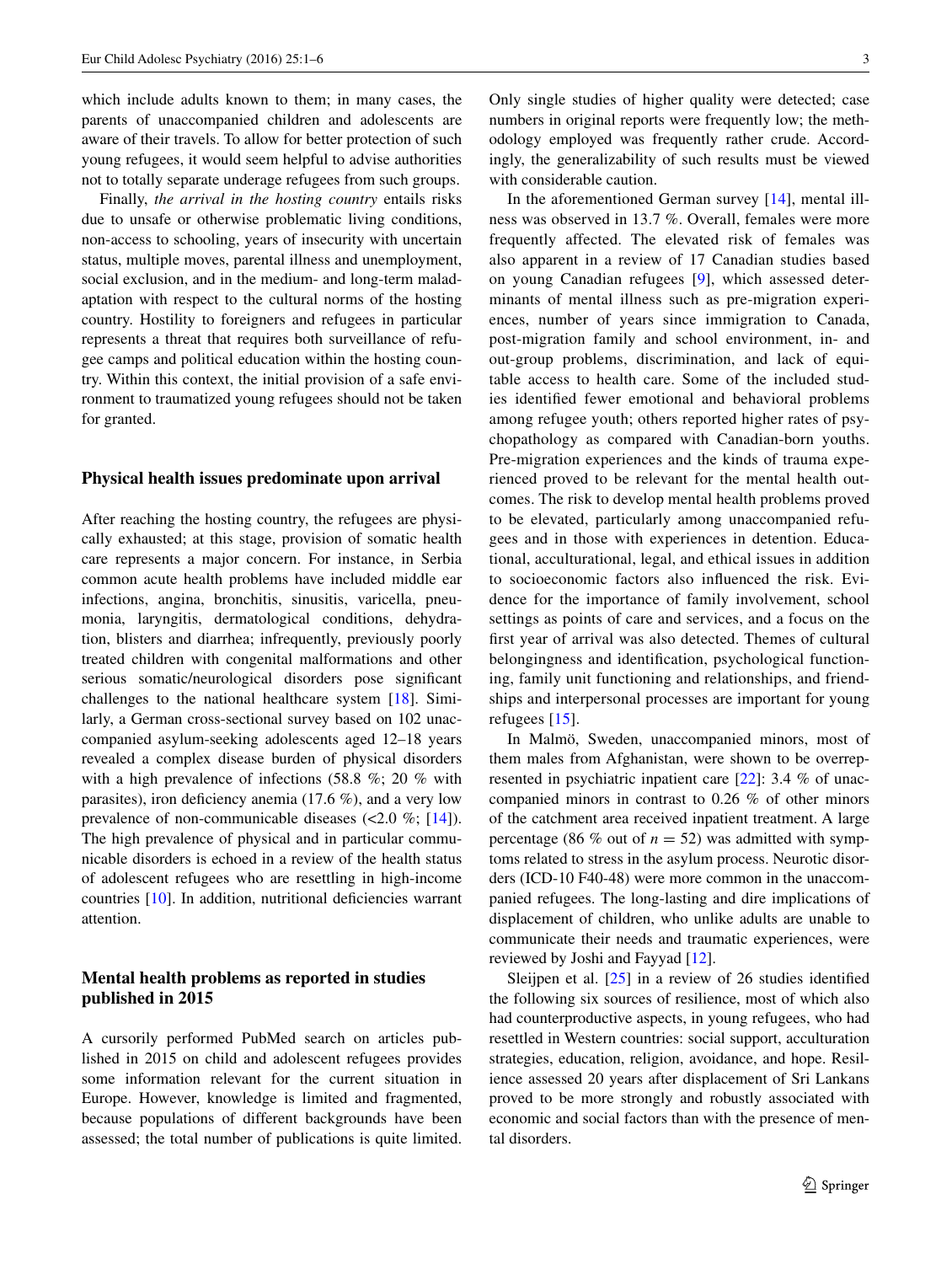which include adults known to them; in many cases, the parents of unaccompanied children and adolescents are aware of their travels. To allow for better protection of such young refugees, it would seem helpful to advise authorities not to totally separate underage refugees from such groups.

Finally, *the arrival in the hosting country* entails risks due to unsafe or otherwise problematic living conditions, non-access to schooling, years of insecurity with uncertain status, multiple moves, parental illness and unemployment, social exclusion, and in the medium- and long-term maladaptation with respect to the cultural norms of the hosting country. Hostility to foreigners and refugees in particular represents a threat that requires both surveillance of refugee camps and political education within the hosting country. Within this context, the initial provision of a safe environment to traumatized young refugees should not be taken for granted.

## Physical health issues predominate upon arrival

After reaching the hosting country, the refugees are physically exhausted; at this stage, provision of somatic health care represents a major concern. For instance, in Serbia common acute health problems have included middle ear infections, angina, bronchitis, sinusitis, varicella, pneumonia, laryngitis, dermatological conditions, dehydration, blisters and diarrhea; infrequently, previously poorly treated children with congenital malformations and other serious somatic/neurological disorders pose significant challenges to the national healthcare system [18]. Similarly, a German cross-sectional survey based on 102 unaccompanied asylum-seeking adolescents aged 12–18 years revealed a complex disease burden of physical disorders with a high prevalence of infections (58.8 %; 20 % with parasites), iron deficiency anemia (17.6 %), and a very low prevalence of non-communicable diseases (<2.0 %; [14]). The high prevalence of physical and in particular communicable disorders is echoed in a review of the health status of adolescent refugees who are resettling in high-income countries [10]. In addition, nutritional deficiencies warrant attention.

## Mental health problems as reported in studies published in 2015

A cursorily performed PubMed search on articles published in 2015 on child and adolescent refugees provides some information relevant for the current situation in Europe. However, knowledge is limited and fragmented, because populations of different backgrounds have been assessed; the total number of publications is quite limited. Only single studies of higher quality were detected; case numbers in original reports were frequently low; the methodology employed was frequently rather crude. Accordingly, the generalizability of such results must be viewed with considerable caution.

In the aforementioned German survey [14], mental illness was observed in 13.7 %. Overall, females were more frequently affected. The elevated risk of females was also apparent in a review of 17 Canadian studies based on young Canadian refugees [9], which assessed determinants of mental illness such as pre-migration experiences, number of years since immigration to Canada, post-migration family and school environment, in- and out-group problems, discrimination, and lack of equitable access to health care. Some of the included studies identified fewer emotional and behavioral problems among refugee youth; others reported higher rates of psychopathology as compared with Canadian-born youths. Pre-migration experiences and the kinds of trauma experienced proved to be relevant for the mental health outcomes. The risk to develop mental health problems proved to be elevated, particularly among unaccompanied refugees and in those with experiences in detention. Educational, acculturational, legal, and ethical issues in addition to socioeconomic factors also influenced the risk. Evidence for the importance of family involvement, school settings as points of care and services, and a focus on the first year of arrival was also detected. Themes of cultural belongingness and identification, psychological functioning, family unit functioning and relationships, and friendships and interpersonal processes are important for young refugees [15].

In Malmö, Sweden, unaccompanied minors, most of them males from Afghanistan, were shown to be overrepresented in psychiatric inpatient care [22]: 3.4 % of unaccompanied minors in contrast to 0.26 % of other minors of the catchment area received inpatient treatment. A large percentage (86 % out of $n = 52$) was admitted with symptoms related to stress in the asylum process. Neurotic disorders (ICD-10 F40-48) were more common in the unaccompanied refugees. The long-lasting and dire implications of displacement of children, who unlike adults are unable to communicate their needs and traumatic experiences, were reviewed by Joshi and Fayyad [12].

Sleijpen et al. [25] in a review of 26 studies identified the following six sources of resilience, most of which also had counterproductive aspects, in young refugees, who had resettled in Western countries: social support, acculturation strategies, education, religion, avoidance, and hope. Resilience assessed 20 years after displacement of Sri Lankans proved to be more strongly and robustly associated with economic and social factors than with the presence of mental disorders.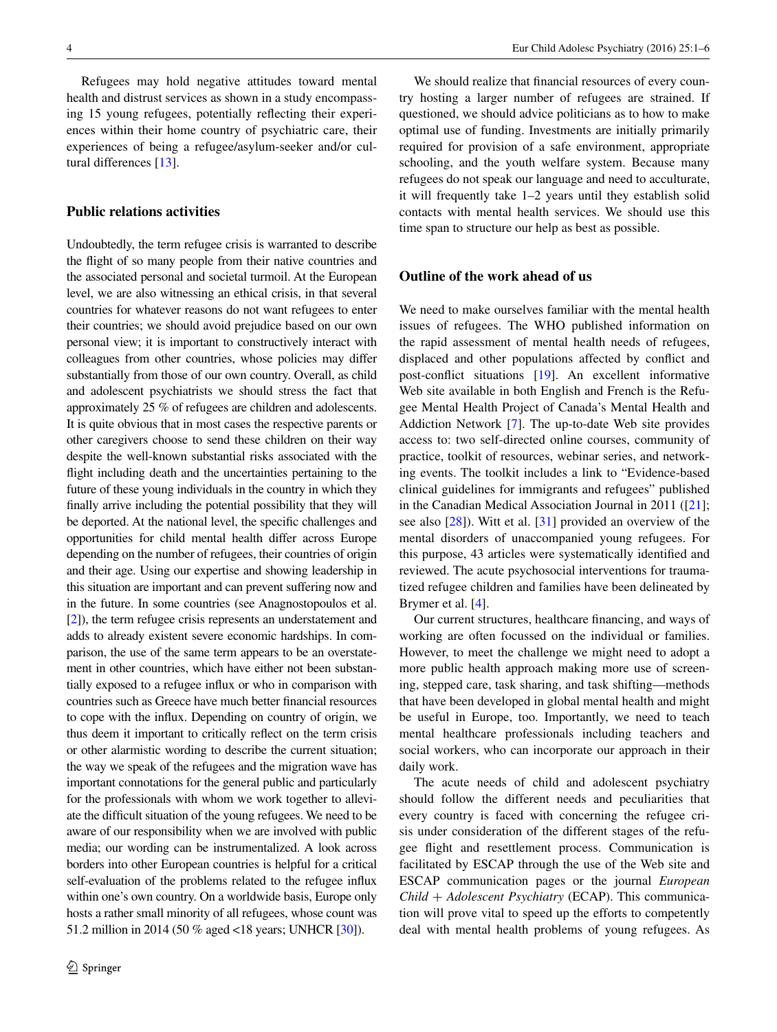Refugees may hold negative attitudes toward mental health and distrust services as shown in a study encompassing 15 young refugees, potentially reflecting their experiences within their home country of psychiatric care, their experiences of being a refugee/asylum-seeker and/or cultural differences [13].

## Public relations activities

Undoubtedly, the term refugee crisis is warranted to describe the flight of so many people from their native countries and the associated personal and societal turmoil. At the European level, we are also witnessing an ethical crisis, in that several countries for whatever reasons do not want refugees to enter their countries; we should avoid prejudice based on our own personal view; it is important to constructively interact with colleagues from other countries, whose policies may differ substantially from those of our own country. Overall, as child and adolescent psychiatrists we should stress the fact that approximately 25 % of refugees are children and adolescents. It is quite obvious that in most cases the respective parents or other caregivers choose to send these children on their way despite the well-known substantial risks associated with the flight including death and the uncertainties pertaining to the future of these young individuals in the country in which they finally arrive including the potential possibility that they will be deported. At the national level, the specific challenges and opportunities for child mental health differ across Europe depending on the number of refugees, their countries of origin and their age. Using our expertise and showing leadership in this situation are important and can prevent suffering now and in the future. In some countries (see Anagnostopoulos et al. [2]), the term refugee crisis represents an understatement and adds to already existent severe economic hardships. In comparison, the use of the same term appears to be an overstatement in other countries, which have either not been substantially exposed to a refugee influx or who in comparison with countries such as Greece have much better financial resources to cope with the influx. Depending on country of origin, we thus deem it important to critically reflect on the term crisis or other alarmistic wording to describe the current situation; the way we speak of the refugees and the migration wave has important connotations for the general public and particularly for the professionals with whom we work together to alleviate the difficult situation of the young refugees. We need to be aware of our responsibility when we are involved with public media; our wording can be instrumentalized. A look across borders into other European countries is helpful for a critical self-evaluation of the problems related to the refugee influx within one's own country. On a worldwide basis, Europe only hosts a rather small minority of all refugees, whose count was 51.2 million in 2014 (50 % aged <18 years; UNHCR [30]).

We should realize that financial resources of every country hosting a larger number of refugees are strained. If questioned, we should advice politicians as to how to make optimal use of funding. Investments are initially primarily required for provision of a safe environment, appropriate schooling, and the youth welfare system. Because many refugees do not speak our language and need to acculturate, it will frequently take 1–2 years until they establish solid contacts with mental health services. We should use this time span to structure our help as best as possible.

## Outline of the work ahead of us

We need to make ourselves familiar with the mental health issues of refugees. The WHO published information on the rapid assessment of mental health needs of refugees, displaced and other populations affected by conflict and post-conflict situations [19]. An excellent informative Web site available in both English and French is the Refugee Mental Health Project of Canada's Mental Health and Addiction Network [7]. The up-to-date Web site provides access to: two self-directed online courses, community of practice, toolkit of resources, webinar series, and networking events. The toolkit includes a link to "Evidence-based clinical guidelines for immigrants and refugees" published in the Canadian Medical Association Journal in 2011 ([21]; see also [28]). Witt et al. [31] provided an overview of the mental disorders of unaccompanied young refugees. For this purpose, 43 articles were systematically identified and reviewed. The acute psychosocial interventions for traumatized refugee children and families have been delineated by Brymer et al. [4].

Our current structures, healthcare financing, and ways of working are often focussed on the individual or families. However, to meet the challenge we might need to adopt a more public health approach making more use of screening, stepped care, task sharing, and task shifting—methods that have been developed in global mental health and might be useful in Europe, too. Importantly, we need to teach mental healthcare professionals including teachers and social workers, who can incorporate our approach in their daily work.

The acute needs of child and adolescent psychiatry should follow the different needs and peculiarities that every country is faced with concerning the refugee crisis under consideration of the different stages of the refugee flight and resettlement process. Communication is facilitated by ESCAP through the use of the Web site and ESCAP communication pages or the journal *European Child + Adolescent Psychiatry* (ECAP). This communication will prove vital to speed up the efforts to competently deal with mental health problems of young refugees. As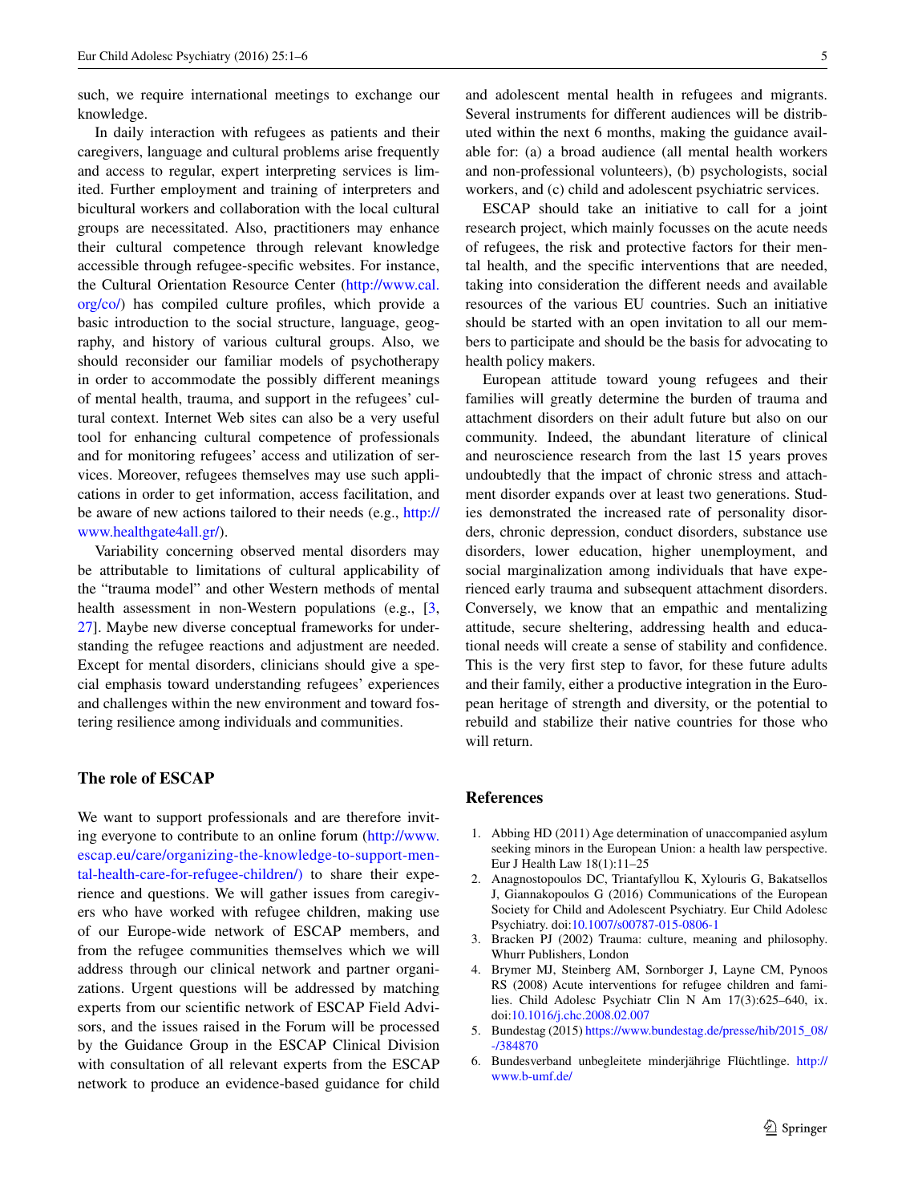such, we require international meetings to exchange our knowledge.

In daily interaction with refugees as patients and their caregivers, language and cultural problems arise frequently and access to regular, expert interpreting services is limited. Further employment and training of interpreters and bicultural workers and collaboration with the local cultural groups are necessitated. Also, practitioners may enhance their cultural competence through relevant knowledge accessible through refugee-specific websites. For instance, the Cultural Orientation Resource Center (http://www.cal.org/co/) has compiled culture profiles, which provide a basic introduction to the social structure, language, geography, and history of various cultural groups. Also, we should reconsider our familiar models of psychotherapy in order to accommodate the possibly different meanings of mental health, trauma, and support in the refugees' cultural context. Internet Web sites can also be a very useful tool for enhancing cultural competence of professionals and for monitoring refugees' access and utilization of services. Moreover, refugees themselves may use such applications in order to get information, access facilitation, and be aware of new actions tailored to their needs (e.g., http://www.healthgate4all.gr/).

Variability concerning observed mental disorders may be attributable to limitations of cultural applicability of the "trauma model" and other Western methods of mental health assessment in non-Western populations (e.g., [3, 27]. Maybe new diverse conceptual frameworks for understanding the refugee reactions and adjustment are needed. Except for mental disorders, clinicians should give a special emphasis toward understanding refugees' experiences and challenges within the new environment and toward fostering resilience among individuals and communities.

## The role of ESCAP

We want to support professionals and are therefore inviting everyone to contribute to an online forum (http://www.escap.eu/care/organizing-the-knowledge-to-support-mental-health-care-for-refugee-children/) to share their experience and questions. We will gather issues from caregivers who have worked with refugee children, making use of our Europe-wide network of ESCAP members, and from the refugee communities themselves which we will address through our clinical network and partner organizations. Urgent questions will be addressed by matching experts from our scientific network of ESCAP Field Advisors, and the issues raised in the Forum will be processed by the Guidance Group in the ESCAP Clinical Division with consultation of all relevant experts from the ESCAP network to produce an evidence-based guidance for child and adolescent mental health in refugees and migrants. Several instruments for different audiences will be distributed within the next 6 months, making the guidance available for: (a) a broad audience (all mental health workers and non-professional volunteers), (b) psychologists, social workers, and (c) child and adolescent psychiatric services.

ESCAP should take an initiative to call for a joint research project, which mainly focusses on the acute needs of refugees, the risk and protective factors for their mental health, and the specific interventions that are needed, taking into consideration the different needs and available resources of the various EU countries. Such an initiative should be started with an open invitation to all our members to participate and should be the basis for advocating to health policy makers.

European attitude toward young refugees and their families will greatly determine the burden of trauma and attachment disorders on their adult future but also on our community. Indeed, the abundant literature of clinical and neuroscience research from the last 15 years proves undoubtedly that the impact of chronic stress and attachment disorder expands over at least two generations. Studies demonstrated the increased rate of personality disorders, chronic depression, conduct disorders, substance use disorders, lower education, higher unemployment, and social marginalization among individuals that have experienced early trauma and subsequent attachment disorders. Conversely, we know that an empathic and mentalizing attitude, secure sheltering, addressing health and educational needs will create a sense of stability and confidence. This is the very first step to favor, for these future adults and their family, either a productive integration in the European heritage of strength and diversity, or the potential to rebuild and stabilize their native countries for those who will return.

## References

1. Abbing HD (2011) Age determination of unaccompanied asylum seeking minors in the European Union: a health law perspective. Eur J Health Law 18(1):11–25
2. Anagnostopoulos DC, Triantafyllou K, Xylouris G, Bakatsellos J, Giannakopoulos G (2016) Communications of the European Society for Child and Adolescent Psychiatry. Eur Child Adolesc Psychiatry. doi:10.1007/s00787-015-0806-1
3. Bracken PJ (2002) Trauma: culture, meaning and philosophy. Whurr Publishers, London
4. Brymer MJ, Steinberg AM, Sornborger J, Layne CM, Pynoos RS (2008) Acute interventions for refugee children and families. Child Adolesc Psychiatr Clin N Am 17(3):625–640, ix. doi:10.1016/j.chc.2008.02.007
5. Bundestag (2015) https://www.bundestag.de/presse/hib/2015_08/-/384870
6. Bundesverband unbegleitete minderjährige Flüchtlinge. http://www.b-umf.de/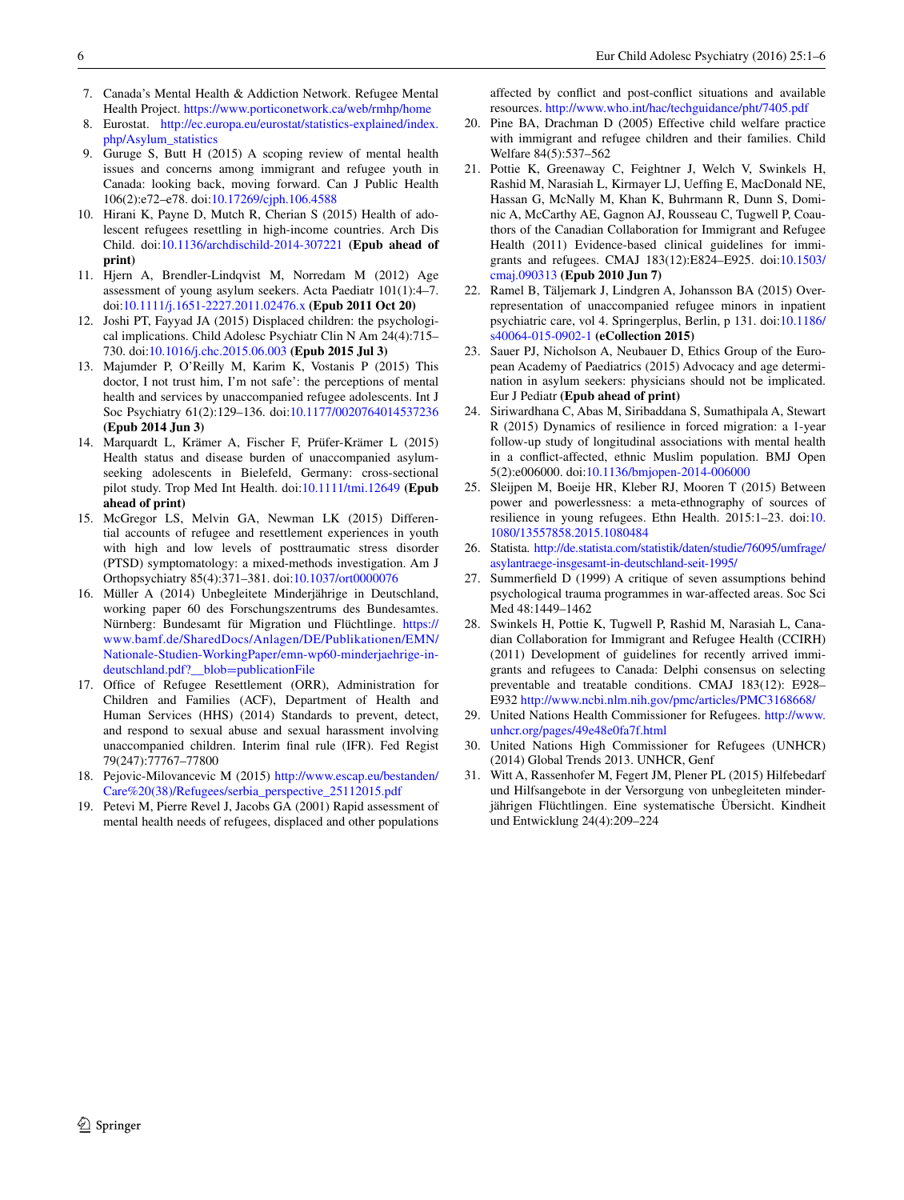7. Canada's Mental Health & Addiction Network. Refugee Mental Health Project. https://www.porticonetwork.ca/web/rmhp/home
8. Eurostat. http://ec.europa.eu/eurostat/statistics-explained/index.php/Asylum_statistics
9. Guruge S, Butt H (2015) A scoping review of mental health issues and concerns among immigrant and refugee youth in Canada: looking back, moving forward. Can J Public Health 106(2):e72–e78. doi:10.17269/cjph.106.4588
10. Hirani K, Payne D, Mutch R, Cherian S (2015) Health of adolescent refugees resettling in high-income countries. Arch Dis Child. doi:10.1136/archdischild-2014-307221 **(Epub ahead of print)**
11. Hjern A, Brendler-Lindqvist M, Norredam M (2012) Age assessment of young asylum seekers. Acta Paediatr 101(1):4–7. doi:10.1111/j.1651-2227.2011.02476.x **(Epub 2011 Oct 20)**
12. Joshi PT, Fayyad JA (2015) Displaced children: the psychological implications. Child Adolesc Psychiatr Clin N Am 24(4):715–730. doi:10.1016/j.chc.2015.06.003 **(Epub 2015 Jul 3)**
13. Majumder P, O'Reilly M, Karim K, Vostanis P (2015) This doctor, I not trust him, I'm not safe': the perceptions of mental health and services by unaccompanied refugee adolescents. Int J Soc Psychiatry 61(2):129–136. doi:10.1177/0020764014537236 **(Epub 2014 Jun 3)**
14. Marquardt L, Krämer A, Fischer F, Prüfer-Krämer L (2015) Health status and disease burden of unaccompanied asylum-seeking adolescents in Bielefeld, Germany: cross-sectional pilot study. Trop Med Int Health. doi:10.1111/tmi.12649 **(Epub ahead of print)**
15. McGregor LS, Melvin GA, Newman LK (2015) Differential accounts of refugee and resettlement experiences in youth with high and low levels of posttraumatic stress disorder (PTSD) symptomatology: a mixed-methods investigation. Am J Orthopsychiatry 85(4):371–381. doi:10.1037/ort0000076
16. Müller A (2014) Unbegleitete Minderjährige in Deutschland, working paper 60 des Forschungszentrums des Bundesamtes. Nürnberg: Bundesamt für Migration und Flüchtlinge. https://www.bamf.de/SharedDocs/Anlagen/DE/Publikationen/EMN/Nationale-Studien-WorkingPaper/emn-wp60-minderjaehrige-in-deutschland.pdf?__blob=publicationFile
17. Office of Refugee Resettlement (ORR), Administration for Children and Families (ACF), Department of Health and Human Services (HHS) (2014) Standards to prevent, detect, and respond to sexual abuse and sexual harassment involving unaccompanied children. Interim final rule (IFR). Fed Regist 79(247):77767–77800
18. Pejovic-Milovancevic M (2015) http://www.escap.eu/bestanden/Care%20(38)/Refugees/serbia_perspective_25112015.pdf
19. Petevi M, Pierre Revel J, Jacobs GA (2001) Rapid assessment of mental health needs of refugees, displaced and other populations affected by conflict and post-conflict situations and available resources. http://www.who.int/hac/techguidance/pht/7405.pdf
20. Pine BA, Drachman D (2005) Effective child welfare practice with immigrant and refugee children and their families. Child Welfare 84(5):537–562
21. Pottie K, Greenaway C, Feightner J, Welch V, Swinkels H, Rashid M, Narasiah L, Kirmayer LJ, Ueffing E, MacDonald NE, Hassan G, McNally M, Khan K, Buhrmann R, Dunn S, Dominic A, McCarthy AE, Gagnon AJ, Rousseau C, Tugwell P, Coauthors of the Canadian Collaboration for Immigrant and Refugee Health (2011) Evidence-based clinical guidelines for immigrants and refugees. CMAJ 183(12):E824–E925. doi:10.1503/cmaj.090313 **(Epub 2010 Jun 7)**
22. Ramel B, Täljemark J, Lindgren A, Johansson BA (2015) Overrepresentation of unaccompanied refugee minors in inpatient psychiatric care, vol 4. Springerplus, Berlin, p 131. doi:10.1186/s40064-015-0902-1 **(eCollection 2015)**
23. Sauer PJ, Nicholson A, Neubauer D, Ethics Group of the European Academy of Paediatrics (2015) Advocacy and age determination in asylum seekers: physicians should not be implicated. Eur J Pediatr **(Epub ahead of print)**
24. Siriwardhana C, Abas M, Siribaddana S, Sumathipala A, Stewart R (2015) Dynamics of resilience in forced migration: a 1-year follow-up study of longitudinal associations with mental health in a conflict-affected, ethnic Muslim population. BMJ Open 5(2):e006000. doi:10.1136/bmjopen-2014-006000
25. Sleijpen M, Boeije HR, Kleber RJ, Mooren T (2015) Between power and powerlessness: a meta-ethnography of sources of resilience in young refugees. Ethn Health. 2015:1–23. doi:10.1080/13557858.2015.1080484
26. Statista. http://de.statista.com/statistik/daten/studie/76095/umfrage/asylantraege-insgesamt-in-deutschland-seit-1995/
27. Summerfield D (1999) A critique of seven assumptions behind psychological trauma programmes in war-affected areas. Soc Sci Med 48:1449–1462
28. Swinkels H, Pottie K, Tugwell P, Rashid M, Narasiah L, Canadian Collaboration for Immigrant and Refugee Health (CCIRH) (2011) Development of guidelines for recently arrived immigrants and refugees to Canada: Delphi consensus on selecting preventable and treatable conditions. CMAJ 183(12): E928–E932 http://www.ncbi.nlm.nih.gov/pmc/articles/PMC3168668/
29. United Nations Health Commissioner for Refugees. http://www.unhcr.org/pages/49e48e0fa7f.html
30. United Nations High Commissioner for Refugees (UNHCR) (2014) Global Trends 2013. UNHCR, Genf
31. Witt A, Rassenhofer M, Fegert JM, Plener PL (2015) Hilfebedarf und Hilfsangebote in der Versorgung von unbegleiteten minderjährigen Flüchtlingen. Eine systematische Übersicht. Kindheit und Entwicklung 24(4):209–224